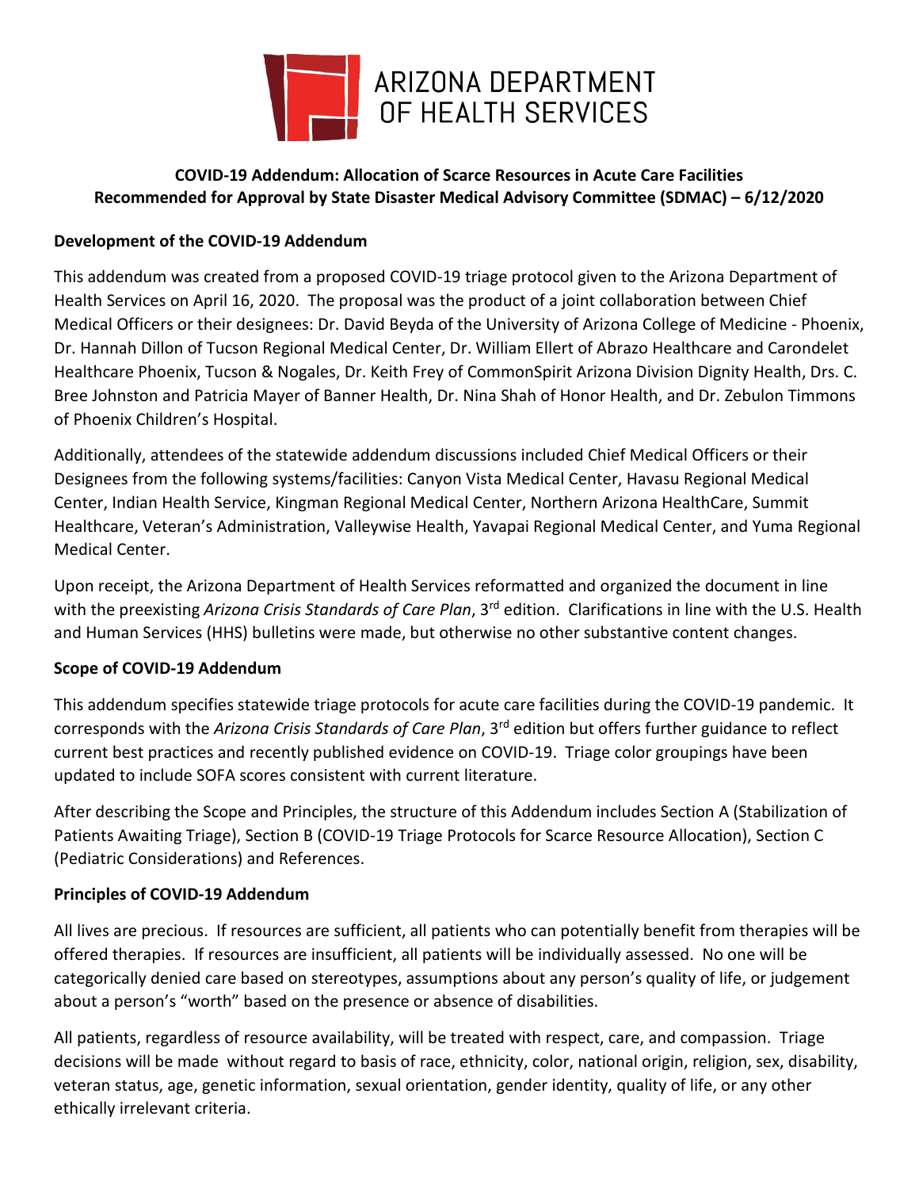ARIZONA DEPARTMENT OF HEALTH SERVICES

# COVID-19 Addendum: Allocation of Scarce Resources in Acute Care Facilities
## Recommended for Approval by State Disaster Medical Advisory Committee (SDMAC) – 6/12/2020

### Development of the COVID-19 Addendum

This addendum was created from a proposed COVID-19 triage protocol given to the Arizona Department of Health Services on April 16, 2020. The proposal was the product of a joint collaboration between Chief Medical Officers or their designees: Dr. David Beyda of the University of Arizona College of Medicine - Phoenix, Dr. Hannah Dillon of Tucson Regional Medical Center, Dr. William Ellert of Abrazo Healthcare and Carondelet Healthcare Phoenix, Tucson & Nogales, Dr. Keith Frey of CommonSpirit Arizona Division Dignity Health, Drs. C. Bree Johnston and Patricia Mayer of Banner Health, Dr. Nina Shah of Honor Health, and Dr. Zebulon Timmons of Phoenix Children's Hospital.

Additionally, attendees of the statewide addendum discussions included Chief Medical Officers or their Designees from the following systems/facilities: Canyon Vista Medical Center, Havasu Regional Medical Center, Indian Health Service, Kingman Regional Medical Center, Northern Arizona HealthCare, Summit Healthcare, Veteran's Administration, Valleywise Health, Yavapai Regional Medical Center, and Yuma Regional Medical Center.

Upon receipt, the Arizona Department of Health Services reformatted and organized the document in line with the preexisting *Arizona Crisis Standards of Care Plan*, 3rd edition. Clarifications in line with the U.S. Health and Human Services (HHS) bulletins were made, but otherwise no other substantive content changes.

### Scope of COVID-19 Addendum

This addendum specifies statewide triage protocols for acute care facilities during the COVID-19 pandemic. It corresponds with the *Arizona Crisis Standards of Care Plan*, 3rd edition but offers further guidance to reflect current best practices and recently published evidence on COVID-19. Triage color groupings have been updated to include SOFA scores consistent with current literature.

After describing the Scope and Principles, the structure of this Addendum includes Section A (Stabilization of Patients Awaiting Triage), Section B (COVID-19 Triage Protocols for Scarce Resource Allocation), Section C (Pediatric Considerations) and References.

### Principles of COVID-19 Addendum

All lives are precious. If resources are sufficient, all patients who can potentially benefit from therapies will be offered therapies. If resources are insufficient, all patients will be individually assessed. No one will be categorically denied care based on stereotypes, assumptions about any person's quality of life, or judgement about a person's "worth" based on the presence or absence of disabilities.

All patients, regardless of resource availability, will be treated with respect, care, and compassion. Triage decisions will be made without regard to basis of race, ethnicity, color, national origin, religion, sex, disability, veteran status, age, genetic information, sexual orientation, gender identity, quality of life, or any other ethically irrelevant criteria.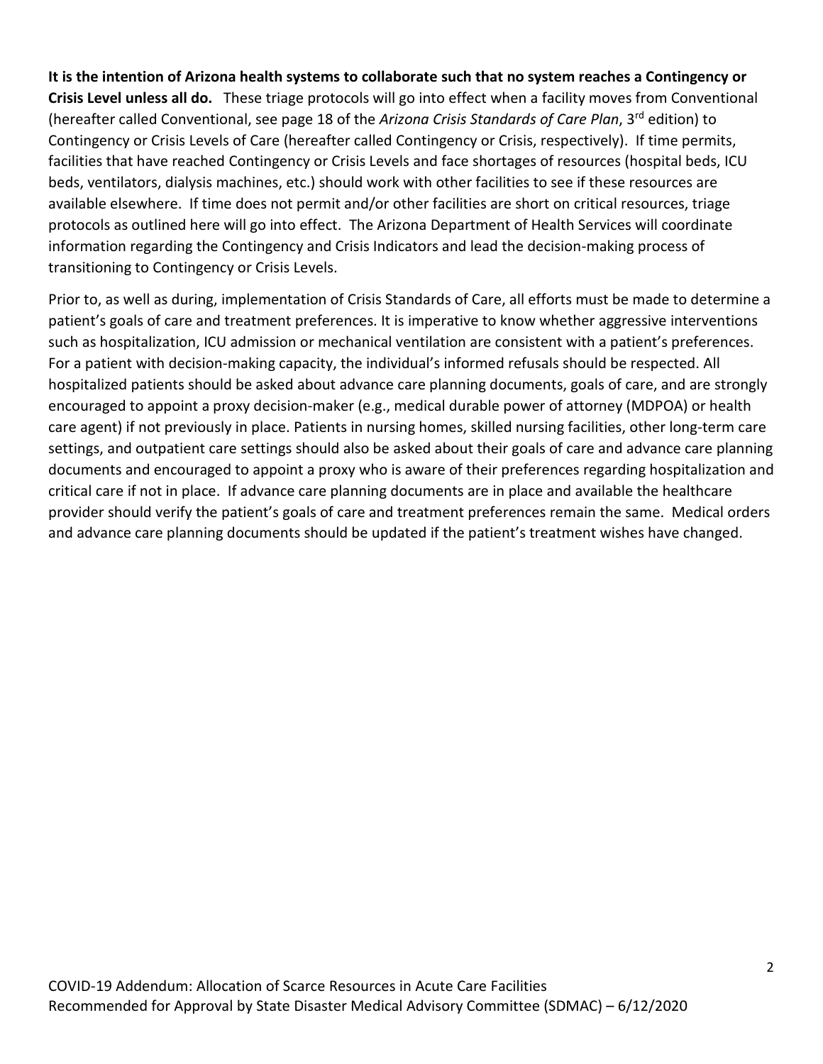**It is the intention of Arizona health systems to collaborate such that no system reaches a Contingency or Crisis Level unless all do.** These triage protocols will go into effect when a facility moves from Conventional (hereafter called Conventional, see page 18 of the *Arizona Crisis Standards of Care Plan*, 3rd edition) to Contingency or Crisis Levels of Care (hereafter called Contingency or Crisis, respectively). If time permits, facilities that have reached Contingency or Crisis Levels and face shortages of resources (hospital beds, ICU beds, ventilators, dialysis machines, etc.) should work with other facilities to see if these resources are available elsewhere. If time does not permit and/or other facilities are short on critical resources, triage protocols as outlined here will go into effect. The Arizona Department of Health Services will coordinate information regarding the Contingency and Crisis Indicators and lead the decision-making process of transitioning to Contingency or Crisis Levels.

Prior to, as well as during, implementation of Crisis Standards of Care, all efforts must be made to determine a patient's goals of care and treatment preferences. It is imperative to know whether aggressive interventions such as hospitalization, ICU admission or mechanical ventilation are consistent with a patient's preferences. For a patient with decision-making capacity, the individual's informed refusals should be respected. All hospitalized patients should be asked about advance care planning documents, goals of care, and are strongly encouraged to appoint a proxy decision-maker (e.g., medical durable power of attorney (MDPOA) or health care agent) if not previously in place. Patients in nursing homes, skilled nursing facilities, other long-term care settings, and outpatient care settings should also be asked about their goals of care and advance care planning documents and encouraged to appoint a proxy who is aware of their preferences regarding hospitalization and critical care if not in place. If advance care planning documents are in place and available the healthcare provider should verify the patient's goals of care and treatment preferences remain the same. Medical orders and advance care planning documents should be updated if the patient's treatment wishes have changed.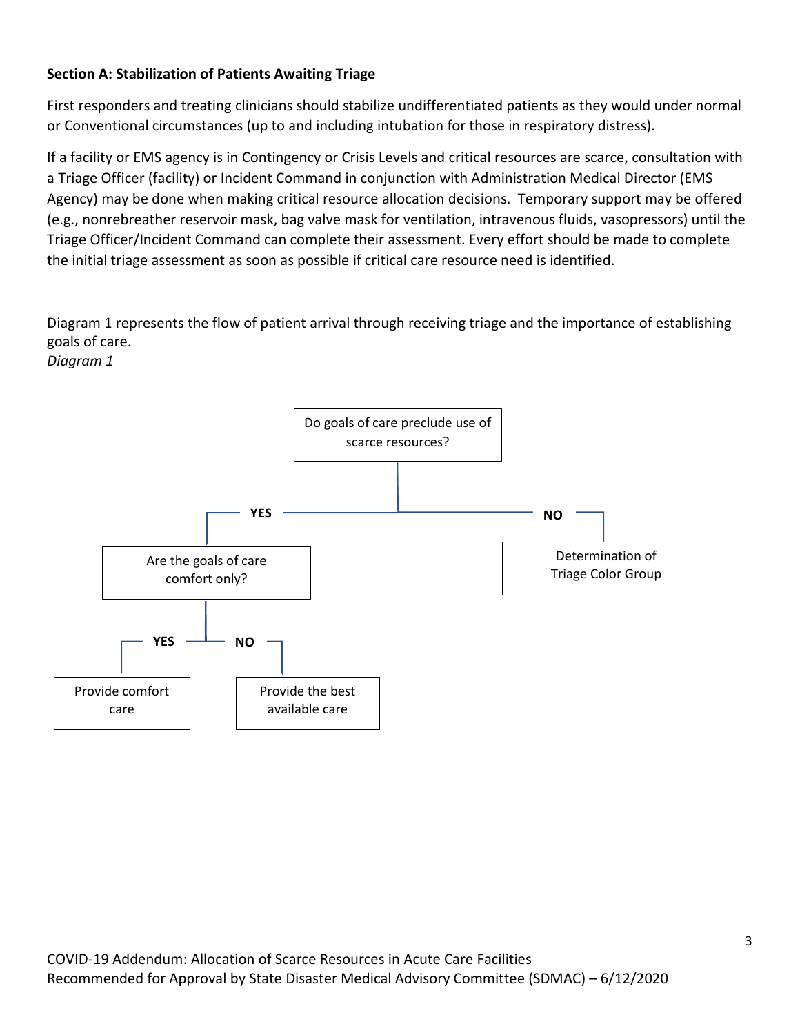**Section A: Stabilization of Patients Awaiting Triage**

First responders and treating clinicians should stabilize undifferentiated patients as they would under normal or Conventional circumstances (up to and including intubation for those in respiratory distress).

If a facility or EMS agency is in Contingency or Crisis Levels and critical resources are scarce, consultation with a Triage Officer (facility) or Incident Command in conjunction with Administration Medical Director (EMS Agency) may be done when making critical resource allocation decisions. Temporary support may be offered (e.g., nonrebreather reservoir mask, bag valve mask for ventilation, intravenous fluids, vasopressors) until the Triage Officer/Incident Command can complete their assessment. Every effort should be made to complete the initial triage assessment as soon as possible if critical care resource need is identified.

Diagram 1 represents the flow of patient arrival through receiving triage and the importance of establishing goals of care.

*Diagram 1*

- Do goals of care preclude use of scarce resources?
  - **YES** → Are the goals of care comfort only?
    - **YES** → Provide comfort care
    - **NO** → Provide the best available care
  - **NO** → Determination of Triage Color Group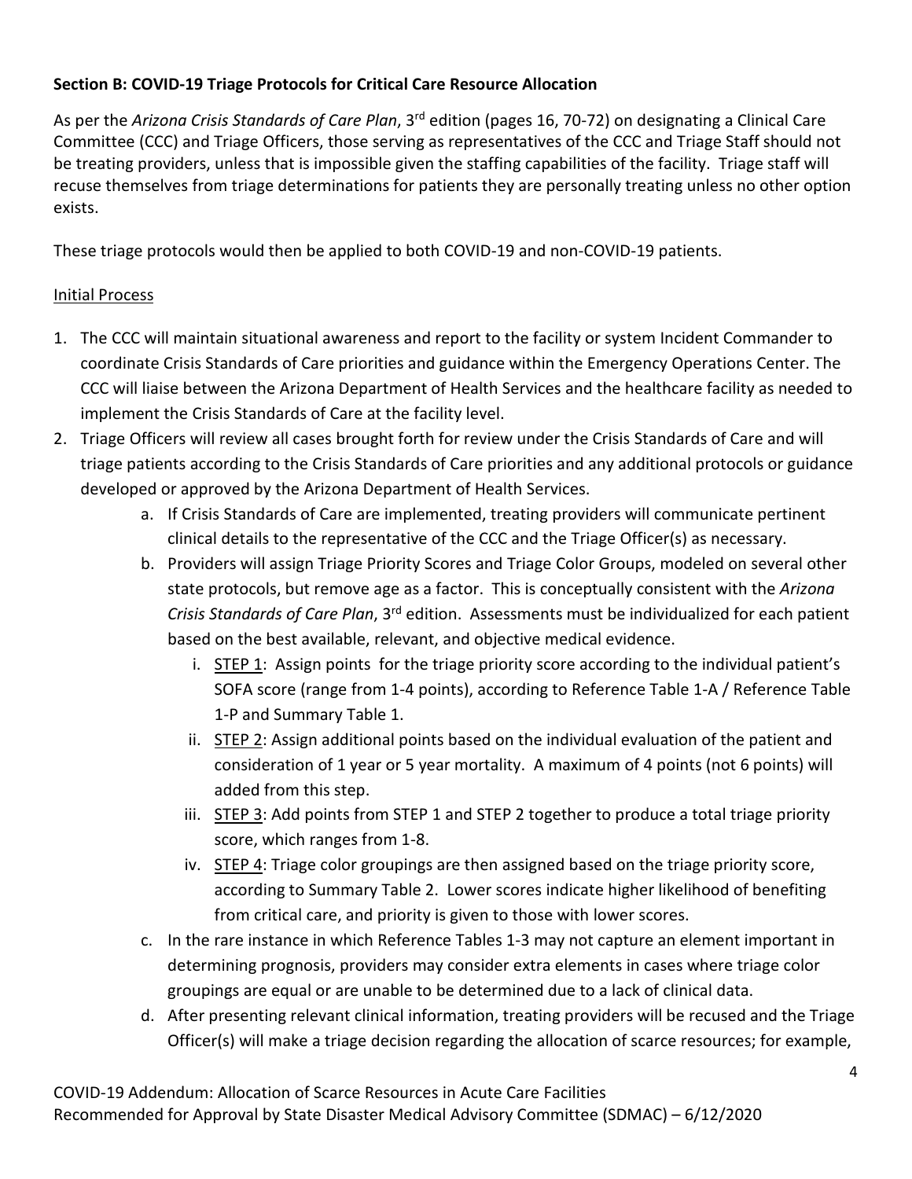**Section B: COVID-19 Triage Protocols for Critical Care Resource Allocation**

As per the *Arizona Crisis Standards of Care Plan*, 3rd edition (pages 16, 70-72) on designating a Clinical Care Committee (CCC) and Triage Officers, those serving as representatives of the CCC and Triage Staff should not be treating providers, unless that is impossible given the staffing capabilities of the facility. Triage staff will recuse themselves from triage determinations for patients they are personally treating unless no other option exists.

These triage protocols would then be applied to both COVID-19 and non-COVID-19 patients.

<u>Initial Process</u>

1. The CCC will maintain situational awareness and report to the facility or system Incident Commander to coordinate Crisis Standards of Care priorities and guidance within the Emergency Operations Center. The CCC will liaise between the Arizona Department of Health Services and the healthcare facility as needed to implement the Crisis Standards of Care at the facility level.
2. Triage Officers will review all cases brought forth for review under the Crisis Standards of Care and will triage patients according to the Crisis Standards of Care priorities and any additional protocols or guidance developed or approved by the Arizona Department of Health Services.
    a. If Crisis Standards of Care are implemented, treating providers will communicate pertinent clinical details to the representative of the CCC and the Triage Officer(s) as necessary.
    b. Providers will assign Triage Priority Scores and Triage Color Groups, modeled on several other state protocols, but remove age as a factor. This is conceptually consistent with the *Arizona Crisis Standards of Care Plan*, 3rd edition. Assessments must be individualized for each patient based on the best available, relevant, and objective medical evidence.
        i. <u>STEP 1</u>: Assign points for the triage priority score according to the individual patient's SOFA score (range from 1-4 points), according to Reference Table 1-A / Reference Table 1-P and Summary Table 1.
        ii. <u>STEP 2</u>: Assign additional points based on the individual evaluation of the patient and consideration of 1 year or 5 year mortality. A maximum of 4 points (not 6 points) will added from this step.
        iii. <u>STEP 3</u>: Add points from STEP 1 and STEP 2 together to produce a total triage priority score, which ranges from 1-8.
        iv. <u>STEP 4</u>: Triage color groupings are then assigned based on the triage priority score, according to Summary Table 2. Lower scores indicate higher likelihood of benefiting from critical care, and priority is given to those with lower scores.
    c. In the rare instance in which Reference Tables 1-3 may not capture an element important in determining prognosis, providers may consider extra elements in cases where triage color groupings are equal or are unable to be determined due to a lack of clinical data.
    d. After presenting relevant clinical information, treating providers will be recused and the Triage Officer(s) will make a triage decision regarding the allocation of scarce resources; for example,

COVID-19 Addendum: Allocation of Scarce Resources in Acute Care Facilities
Recommended for Approval by State Disaster Medical Advisory Committee (SDMAC) – 6/12/2020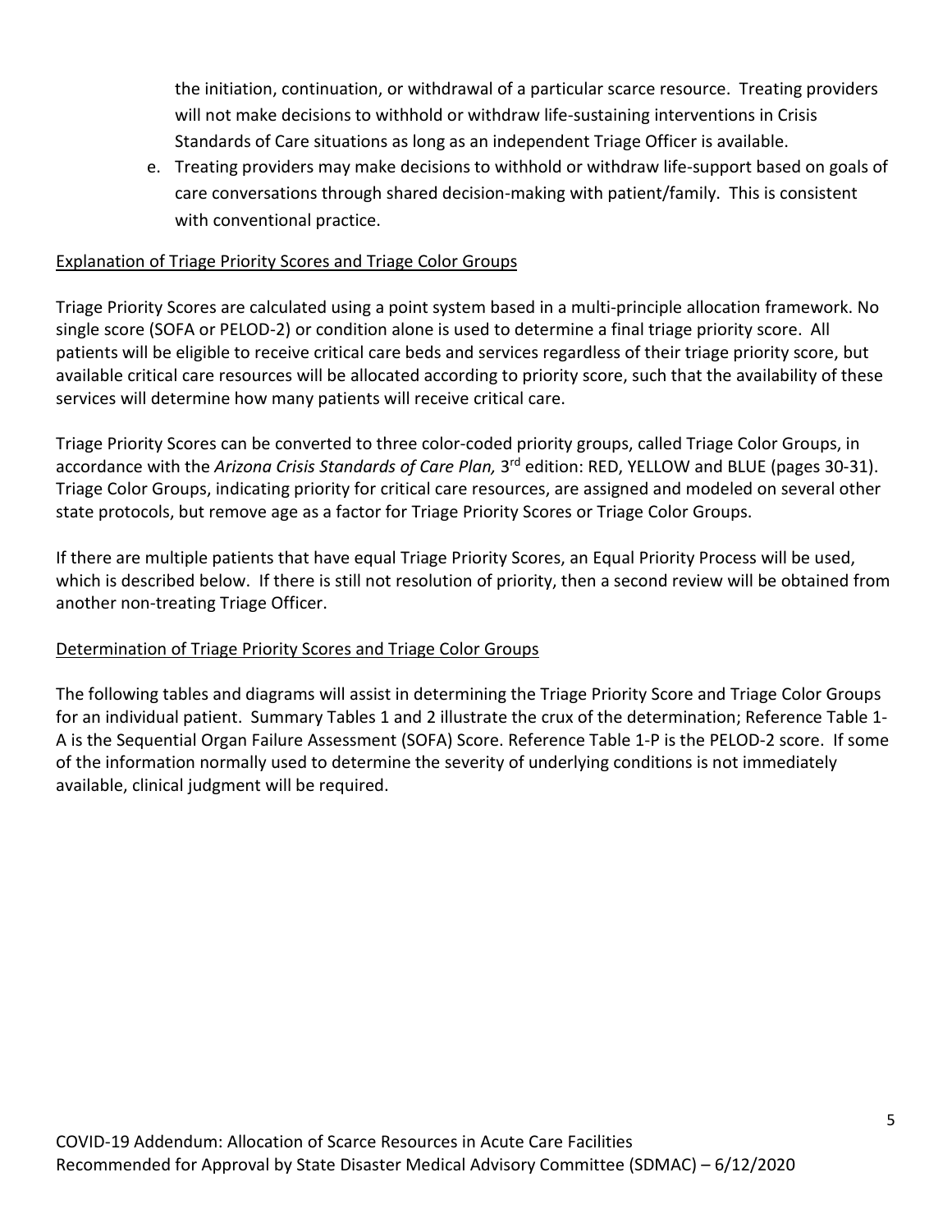the initiation, continuation, or withdrawal of a particular scarce resource. Treating providers will not make decisions to withhold or withdraw life-sustaining interventions in Crisis Standards of Care situations as long as an independent Triage Officer is available.

e. Treating providers may make decisions to withhold or withdraw life-support based on goals of care conversations through shared decision-making with patient/family. This is consistent with conventional practice.

## Explanation of Triage Priority Scores and Triage Color Groups

Triage Priority Scores are calculated using a point system based in a multi-principle allocation framework. No single score (SOFA or PELOD-2) or condition alone is used to determine a final triage priority score. All patients will be eligible to receive critical care beds and services regardless of their triage priority score, but available critical care resources will be allocated according to priority score, such that the availability of these services will determine how many patients will receive critical care.

Triage Priority Scores can be converted to three color-coded priority groups, called Triage Color Groups, in accordance with the *Arizona Crisis Standards of Care Plan,* 3rd edition: RED, YELLOW and BLUE (pages 30-31). Triage Color Groups, indicating priority for critical care resources, are assigned and modeled on several other state protocols, but remove age as a factor for Triage Priority Scores or Triage Color Groups.

If there are multiple patients that have equal Triage Priority Scores, an Equal Priority Process will be used, which is described below. If there is still not resolution of priority, then a second review will be obtained from another non-treating Triage Officer.

## Determination of Triage Priority Scores and Triage Color Groups

The following tables and diagrams will assist in determining the Triage Priority Score and Triage Color Groups for an individual patient. Summary Tables 1 and 2 illustrate the crux of the determination; Reference Table 1-A is the Sequential Organ Failure Assessment (SOFA) Score. Reference Table 1-P is the PELOD-2 score. If some of the information normally used to determine the severity of underlying conditions is not immediately available, clinical judgment will be required.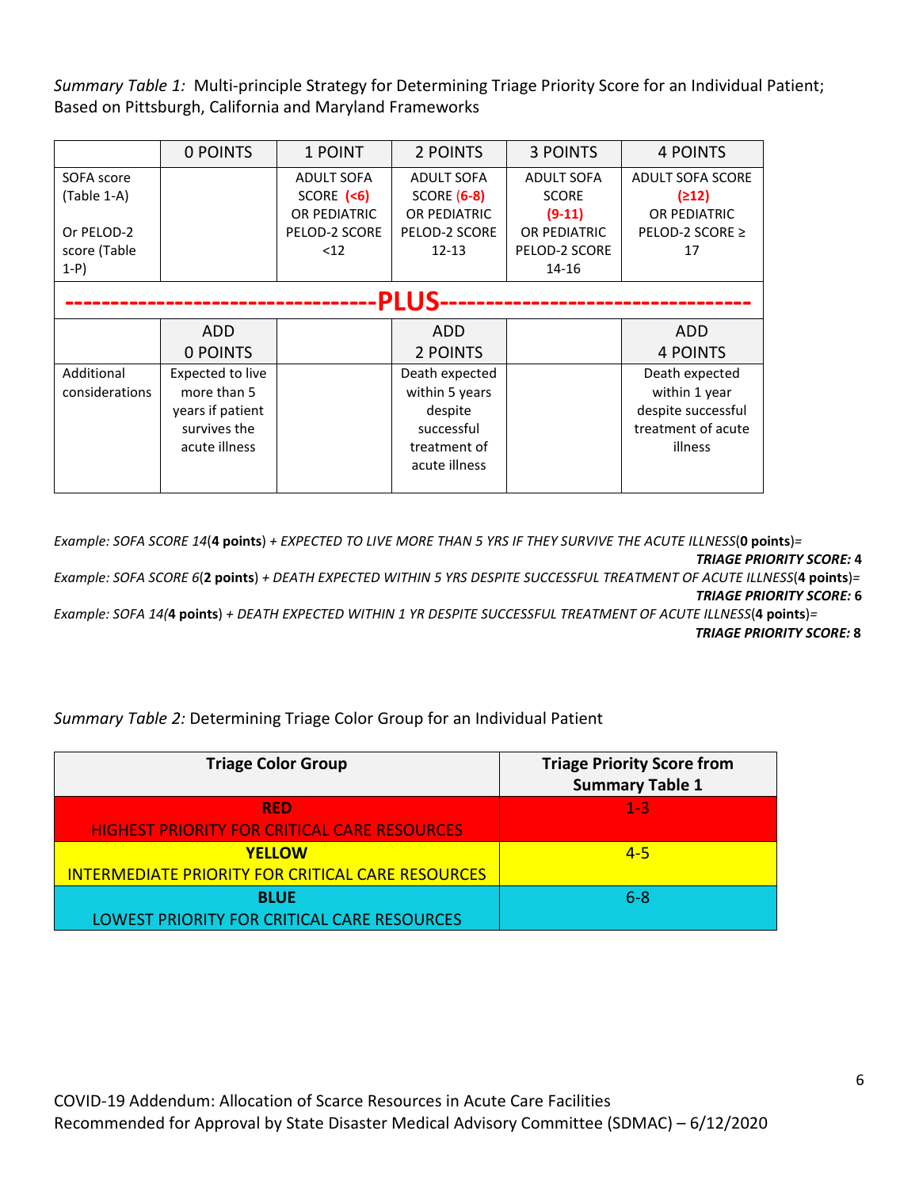*Summary Table 1:* Multi-principle Strategy for Determining Triage Priority Score for an Individual Patient; Based on Pittsburgh, California and Maryland Frameworks

| | 0 POINTS | 1 POINT | 2 POINTS | 3 POINTS | 4 POINTS |
|---|---|---|---|---|---|
| SOFA score (Table 1-A) Or PELOD-2 score (Table 1-P) | | ADULT SOFA SCORE (<6) OR PEDIATRIC PELOD-2 SCORE <12 | ADULT SOFA SCORE (6-8) OR PEDIATRIC PELOD-2 SCORE 12-13 | ADULT SOFA SCORE (9-11) OR PEDIATRIC PELOD-2 SCORE 14-16 | ADULT SOFA SCORE (≥12) OR PEDIATRIC PELOD-2 SCORE ≥ 17 |
| **PLUS** | | | | | |
| | ADD 0 POINTS | | ADD 2 POINTS | | ADD 4 POINTS |
| Additional considerations | Expected to live more than 5 years if patient survives the acute illness | | Death expected within 5 years despite successful treatment of acute illness | | Death expected within 1 year despite successful treatment of acute illness |

*Example: SOFA SCORE 14(**4 points**) + EXPECTED TO LIVE MORE THAN 5 YRS IF THEY SURVIVE THE ACUTE ILLNESS(**0 points**)=* ***TRIAGE PRIORITY SCORE: 4***

*Example: SOFA SCORE 6(**2 points**) + DEATH EXPECTED WITHIN 5 YRS DESPITE SUCCESSFUL TREATMENT OF ACUTE ILLNESS(**4 points**)=* ***TRIAGE PRIORITY SCORE: 6***

*Example: SOFA 14(**4 points**) + DEATH EXPECTED WITHIN 1 YR DESPITE SUCCESSFUL TREATMENT OF ACUTE ILLNESS(**4 points**)=* ***TRIAGE PRIORITY SCORE: 8***

*Summary Table 2:* Determining Triage Color Group for an Individual Patient

| **Triage Color Group** | **Triage Priority Score from Summary Table 1** |
|---|---|
| **RED** HIGHEST PRIORITY FOR CRITICAL CARE RESOURCES | 1-3 |
| **YELLOW** INTERMEDIATE PRIORITY FOR CRITICAL CARE RESOURCES | 4-5 |
| **BLUE** LOWEST PRIORITY FOR CRITICAL CARE RESOURCES | 6-8 |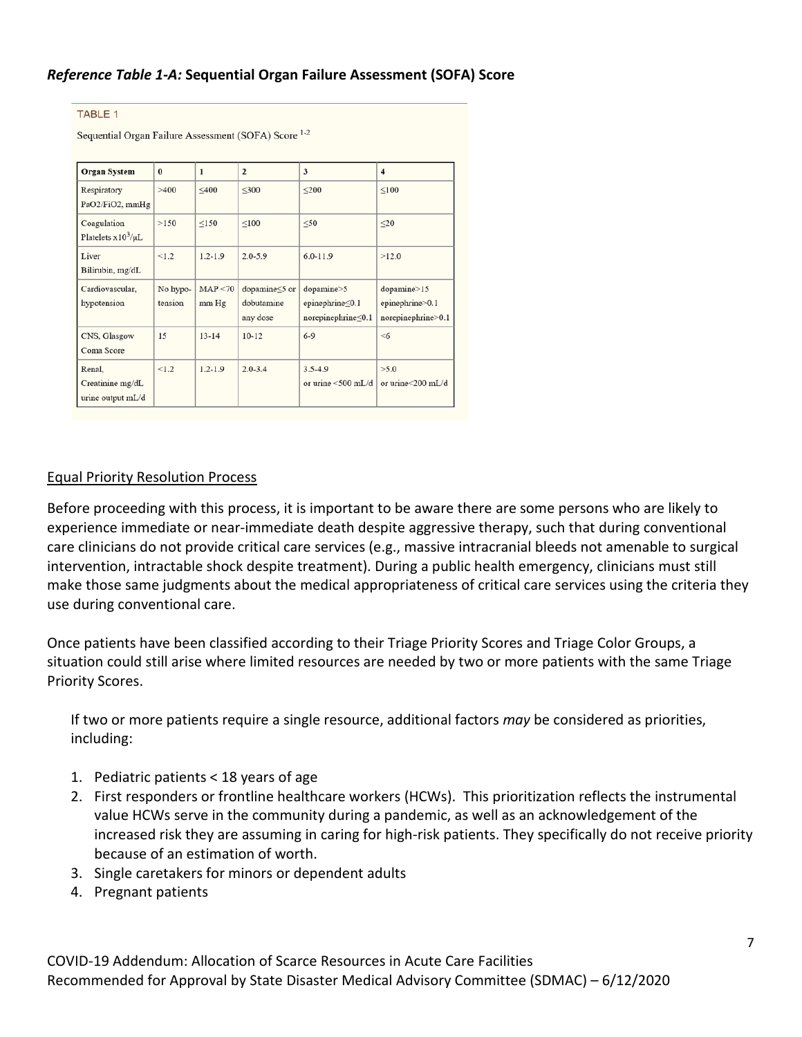***Reference Table 1-A:* Sequential Organ Failure Assessment (SOFA) Score**

TABLE 1

Sequential Organ Failure Assessment (SOFA) Score [1-2]

| Organ System | 0 | 1 | 2 | 3 | 4 |
|---|---|---|---|---|---|
| Respiratory PaO2/FiO2, mmHg | >400 | ≤400 | ≤300 | ≤200 | ≤100 |
| Coagulation Platelets x10$^3$/µL | >150 | ≤150 | ≤100 | ≤50 | ≤20 |
| Liver Bilirubin, mg/dL | <1.2 | 1.2-1.9 | 2.0-5.9 | 6.0-11.9 | >12.0 |
| Cardiovascular, hypotension | No hypotension | MAP <70 mm Hg | dopamine≤5 or dobutamine any dose | dopamine>5 epinephrine≤0.1 norepinephrine≤0.1 | dopamine>15 epinephrine>0.1 norepinephrine>0.1 |
| CNS, Glasgow Coma Score | 15 | 13-14 | 10-12 | 6-9 | <6 |
| Renal, Creatinine mg/dL urine output mL/d | <1.2 | 1.2-1.9 | 2.0-3.4 | 3.5-4.9 or urine <500 mL/d | >5.0 or urine<200 mL/d |

## Equal Priority Resolution Process

Before proceeding with this process, it is important to be aware there are some persons who are likely to experience immediate or near-immediate death despite aggressive therapy, such that during conventional care clinicians do not provide critical care services (e.g., massive intracranial bleeds not amenable to surgical intervention, intractable shock despite treatment). During a public health emergency, clinicians must still make those same judgments about the medical appropriateness of critical care services using the criteria they use during conventional care.

Once patients have been classified according to their Triage Priority Scores and Triage Color Groups, a situation could still arise where limited resources are needed by two or more patients with the same Triage Priority Scores.

If two or more patients require a single resource, additional factors *may* be considered as priorities, including:

1. Pediatric patients < 18 years of age
2. First responders or frontline healthcare workers (HCWs). This prioritization reflects the instrumental value HCWs serve in the community during a pandemic, as well as an acknowledgement of the increased risk they are assuming in caring for high-risk patients. They specifically do not receive priority because of an estimation of worth.
3. Single caretakers for minors or dependent adults
4. Pregnant patients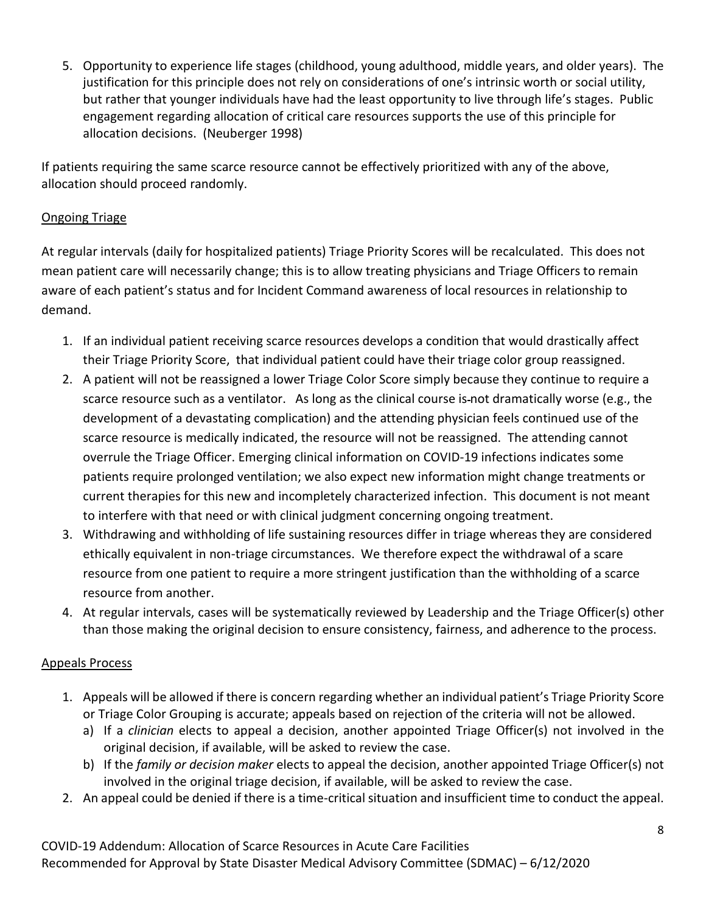5. Opportunity to experience life stages (childhood, young adulthood, middle years, and older years). The justification for this principle does not rely on considerations of one's intrinsic worth or social utility, but rather that younger individuals have had the least opportunity to live through life's stages. Public engagement regarding allocation of critical care resources supports the use of this principle for allocation decisions. (Neuberger 1998)

If patients requiring the same scarce resource cannot be effectively prioritized with any of the above, allocation should proceed randomly.

## Ongoing Triage

At regular intervals (daily for hospitalized patients) Triage Priority Scores will be recalculated. This does not mean patient care will necessarily change; this is to allow treating physicians and Triage Officers to remain aware of each patient's status and for Incident Command awareness of local resources in relationship to demand.

1. If an individual patient receiving scarce resources develops a condition that would drastically affect their Triage Priority Score, that individual patient could have their triage color group reassigned.
2. A patient will not be reassigned a lower Triage Color Score simply because they continue to require a scarce resource such as a ventilator. As long as the clinical course is not dramatically worse (e.g., the development of a devastating complication) and the attending physician feels continued use of the scarce resource is medically indicated, the resource will not be reassigned. The attending cannot overrule the Triage Officer. Emerging clinical information on COVID-19 infections indicates some patients require prolonged ventilation; we also expect new information might change treatments or current therapies for this new and incompletely characterized infection. This document is not meant to interfere with that need or with clinical judgment concerning ongoing treatment.
3. Withdrawing and withholding of life sustaining resources differ in triage whereas they are considered ethically equivalent in non-triage circumstances. We therefore expect the withdrawal of a scare resource from one patient to require a more stringent justification than the withholding of a scarce resource from another.
4. At regular intervals, cases will be systematically reviewed by Leadership and the Triage Officer(s) other than those making the original decision to ensure consistency, fairness, and adherence to the process.

## Appeals Process

1. Appeals will be allowed if there is concern regarding whether an individual patient's Triage Priority Score or Triage Color Grouping is accurate; appeals based on rejection of the criteria will not be allowed.
   a) If a *clinician* elects to appeal a decision, another appointed Triage Officer(s) not involved in the original decision, if available, will be asked to review the case.
   b) If the *family or decision maker* elects to appeal the decision, another appointed Triage Officer(s) not involved in the original triage decision, if available, will be asked to review the case.
2. An appeal could be denied if there is a time-critical situation and insufficient time to conduct the appeal.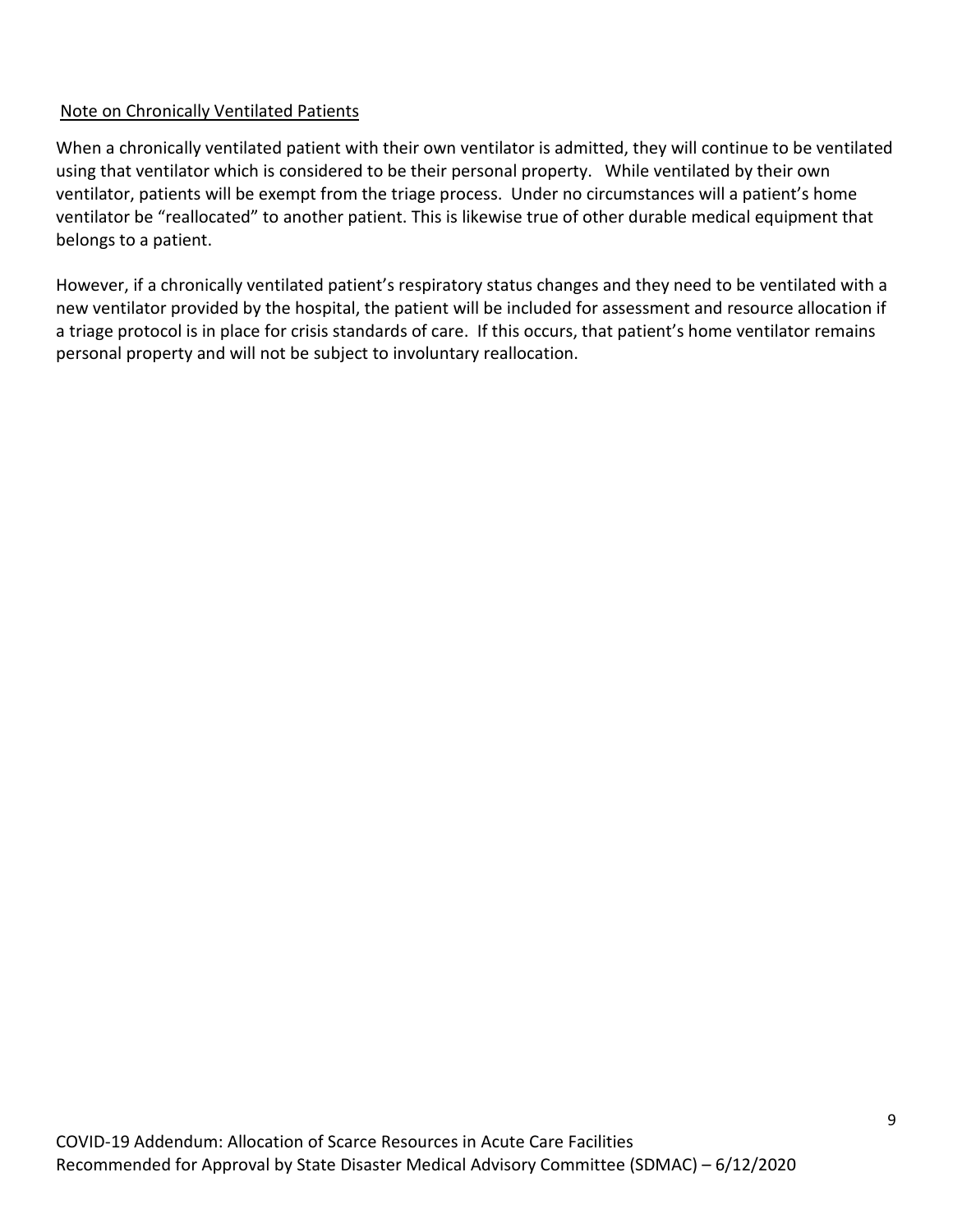Note on Chronically Ventilated Patients

When a chronically ventilated patient with their own ventilator is admitted, they will continue to be ventilated using that ventilator which is considered to be their personal property. While ventilated by their own ventilator, patients will be exempt from the triage process. Under no circumstances will a patient's home ventilator be "reallocated" to another patient. This is likewise true of other durable medical equipment that belongs to a patient.

However, if a chronically ventilated patient's respiratory status changes and they need to be ventilated with a new ventilator provided by the hospital, the patient will be included for assessment and resource allocation if a triage protocol is in place for crisis standards of care. If this occurs, that patient's home ventilator remains personal property and will not be subject to involuntary reallocation.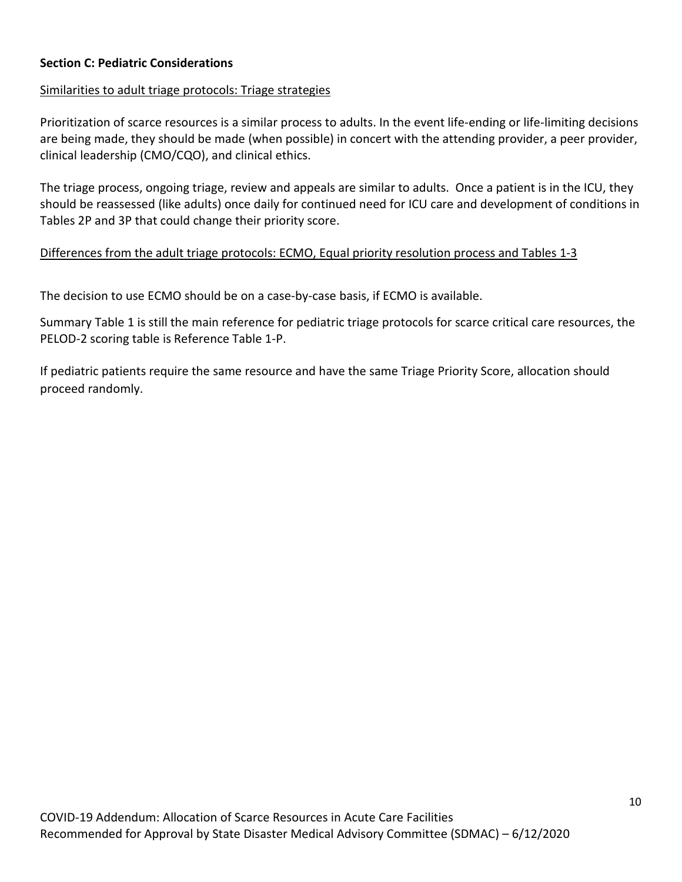**Section C: Pediatric Considerations**

Similarities to adult triage protocols: Triage strategies

Prioritization of scarce resources is a similar process to adults. In the event life-ending or life-limiting decisions are being made, they should be made (when possible) in concert with the attending provider, a peer provider, clinical leadership (CMO/CQO), and clinical ethics.

The triage process, ongoing triage, review and appeals are similar to adults. Once a patient is in the ICU, they should be reassessed (like adults) once daily for continued need for ICU care and development of conditions in Tables 2P and 3P that could change their priority score.

Differences from the adult triage protocols: ECMO, Equal priority resolution process and Tables 1-3

The decision to use ECMO should be on a case-by-case basis, if ECMO is available.

Summary Table 1 is still the main reference for pediatric triage protocols for scarce critical care resources, the PELOD-2 scoring table is Reference Table 1-P.

If pediatric patients require the same resource and have the same Triage Priority Score, allocation should proceed randomly.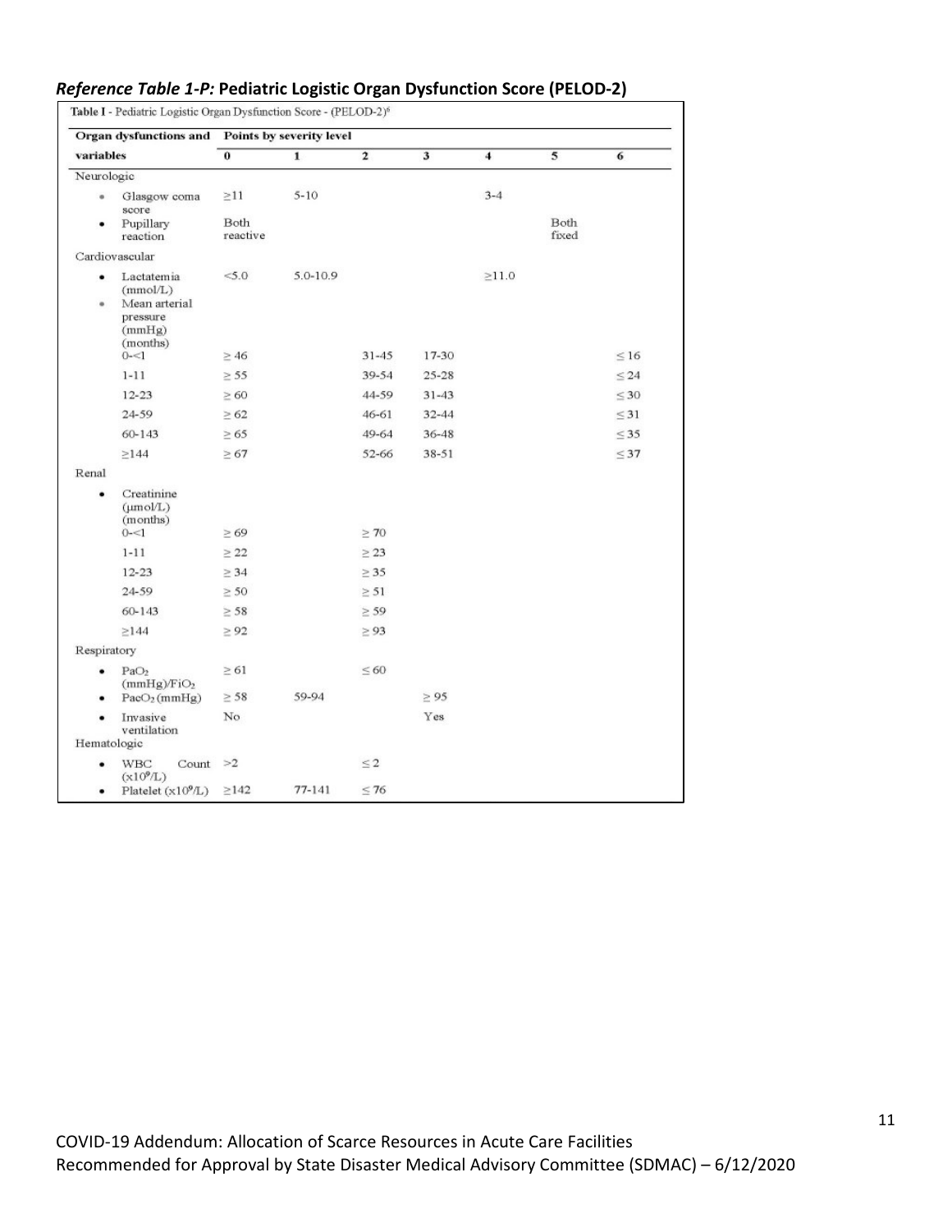***Reference Table 1-P:*** **Pediatric Logistic Organ Dysfunction Score (PELOD-2)**

Table I - Pediatric Logistic Organ Dysfunction Score - (PELOD-2)[6]

| Organ dysfunctions and variables | Points by severity level | | | | | | |
|---|---|---|---|---|---|---|---|
| | 0 | 1 | 2 | 3 | 4 | 5 | 6 |
| **Neurologic** | | | | | | | |
| • Glasgow coma score | ≥11 | 5-10 | | | 3-4 | | |
| • Pupillary reaction | Both reactive | | | | | Both fixed | |
| **Cardiovascular** | | | | | | | |
| • Lactatemia (mmol/L) | <5.0 | 5.0-10.9 | | | ≥11.0 | | |
| • Mean arterial pressure (mmHg) (months) | | | | | | | |
| 0-<1 | ≥ 46 | | 31-45 | 17-30 | | | ≤ 16 |
| 1-11 | ≥ 55 | | 39-54 | 25-28 | | | ≤ 24 |
| 12-23 | ≥ 60 | | 44-59 | 31-43 | | | ≤ 30 |
| 24-59 | ≥ 62 | | 46-61 | 32-44 | | | ≤ 31 |
| 60-143 | ≥ 65 | | 49-64 | 36-48 | | | ≤ 35 |
| ≥144 | ≥ 67 | | 52-66 | 38-51 | | | ≤ 37 |
| **Renal** | | | | | | | |
| • Creatinine (μmol/L) (months) | | | | | | | |
| 0-<1 | ≥ 69 | | ≥ 70 | | | | |
| 1-11 | ≥ 22 | | ≥ 23 | | | | |
| 12-23 | ≥ 34 | | ≥ 35 | | | | |
| 24-59 | ≥ 50 | | ≥ 51 | | | | |
| 60-143 | ≥ 58 | | ≥ 59 | | | | |
| ≥144 | ≥ 92 | | ≥ 93 | | | | |
| **Respiratory** | | | | | | | |
| • $PaO_2$ (mmHg)/$FiO_2$ | ≥ 61 | | ≤ 60 | | | | |
| • $PacO_2$ (mmHg) | ≥ 58 | 59-94 | | ≥ 95 | | | |
| • Invasive ventilation | No | | | Yes | | | |
| **Hematologic** | | | | | | | |
| • WBC Count ($\times 10^9$/L) | >2 | | ≤ 2 | | | | |
| • Platelet ($\times 10^9$/L) | ≥142 | 77-141 | ≤ 76 | | | | |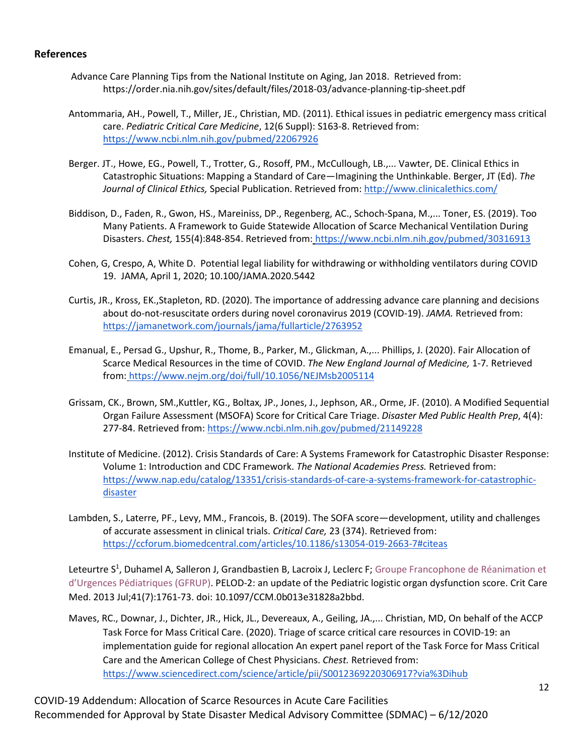## References

Advance Care Planning Tips from the National Institute on Aging, Jan 2018. Retrieved from: https://order.nia.nih.gov/sites/default/files/2018-03/advance-planning-tip-sheet.pdf

Antommaria, AH., Powell, T., Miller, JE., Christian, MD. (2011). Ethical issues in pediatric emergency mass critical care. *Pediatric Critical Care Medicine*, 12(6 Suppl): S163-8. Retrieved from: https://www.ncbi.nlm.nih.gov/pubmed/22067926

Berger. JT., Howe, EG., Powell, T., Trotter, G., Rosoff, PM., McCullough, LB.,... Vawter, DE. Clinical Ethics in Catastrophic Situations: Mapping a Standard of Care—Imagining the Unthinkable. Berger, JT (Ed). *The Journal of Clinical Ethics,* Special Publication. Retrieved from: http://www.clinicalethics.com/

Biddison, D., Faden, R., Gwon, HS., Mareiniss, DP., Regenberg, AC., Schoch-Spana, M.,... Toner, ES. (2019). Too Many Patients. A Framework to Guide Statewide Allocation of Scarce Mechanical Ventilation During Disasters. *Chest,* 155(4):848-854. Retrieved from: https://www.ncbi.nlm.nih.gov/pubmed/30316913

Cohen, G, Crespo, A, White D. Potential legal liability for withdrawing or withholding ventilators during COVID 19. JAMA, April 1, 2020; 10.100/JAMA.2020.5442

Curtis, JR., Kross, EK.,Stapleton, RD. (2020). The importance of addressing advance care planning and decisions about do-not-resuscitate orders during novel coronavirus 2019 (COVID-19). *JAMA.* Retrieved from: https://jamanetwork.com/journals/jama/fullarticle/2763952

Emanual, E., Persad G., Upshur, R., Thome, B., Parker, M., Glickman, A.,... Phillips, J. (2020). Fair Allocation of Scarce Medical Resources in the time of COVID. *The New England Journal of Medicine,* 1-7. Retrieved from: https://www.nejm.org/doi/full/10.1056/NEJMsb2005114

Grissam, CK., Brown, SM.,Kuttler, KG., Boltax, JP., Jones, J., Jephson, AR., Orme, JF. (2010). A Modified Sequential Organ Failure Assessment (MSOFA) Score for Critical Care Triage. *Disaster Med Public Health Prep*, 4(4): 277-84. Retrieved from: https://www.ncbi.nlm.nih.gov/pubmed/21149228

Institute of Medicine. (2012). Crisis Standards of Care: A Systems Framework for Catastrophic Disaster Response: Volume 1: Introduction and CDC Framework. *The National Academies Press.* Retrieved from: https://www.nap.edu/catalog/13351/crisis-standards-of-care-a-systems-framework-for-catastrophic-disaster

Lambden, S., Laterre, PF., Levy, MM., Francois, B. (2019). The SOFA score—development, utility and challenges of accurate assessment in clinical trials. *Critical Care,* 23 (374). Retrieved from: https://ccforum.biomedcentral.com/articles/10.1186/s13054-019-2663-7#citeas

Leteurtre S[1], Duhamel A, Salleron J, Grandbastien B, Lacroix J, Leclerc F; Groupe Francophone de Réanimation et d'Urgences Pédiatriques (GFRUP). PELOD-2: an update of the Pediatric logistic organ dysfunction score. Crit Care Med. 2013 Jul;41(7):1761-73. doi: 10.1097/CCM.0b013e31828a2bbd.

Maves, RC., Downar, J., Dichter, JR., Hick, JL., Devereaux, A., Geiling, JA.,... Christian, MD, On behalf of the ACCP Task Force for Mass Critical Care. (2020). Triage of scarce critical care resources in COVID-19: an implementation guide for regional allocation An expert panel report of the Task Force for Mass Critical Care and the American College of Chest Physicians. *Chest.* Retrieved from: https://www.sciencedirect.com/science/article/pii/S0012369220306917?via%3Dihub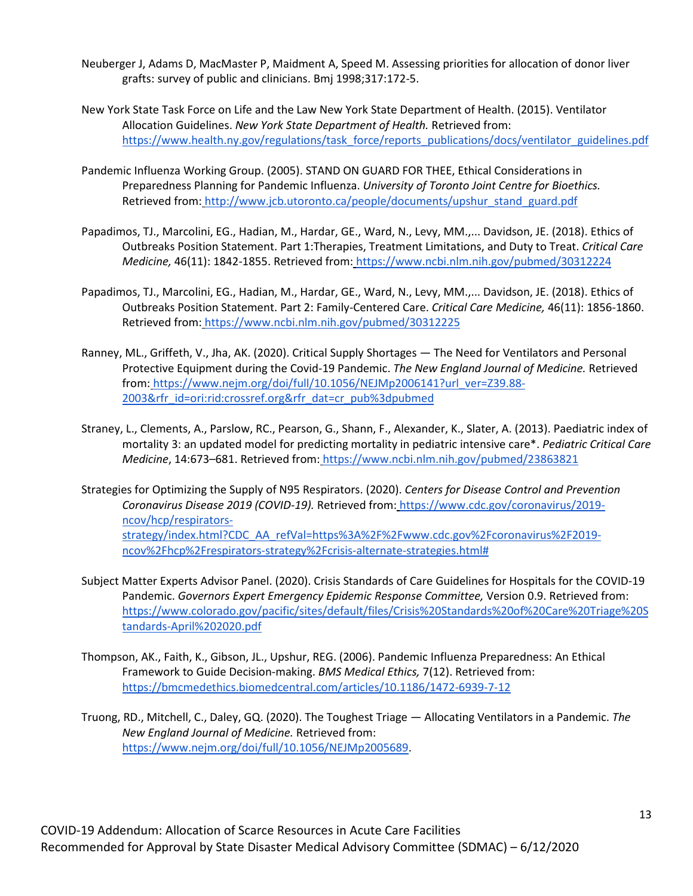Neuberger J, Adams D, MacMaster P, Maidment A, Speed M. Assessing priorities for allocation of donor liver grafts: survey of public and clinicians. Bmj 1998;317:172-5.

New York State Task Force on Life and the Law New York State Department of Health. (2015). Ventilator Allocation Guidelines. *New York State Department of Health.* Retrieved from: https://www.health.ny.gov/regulations/task_force/reports_publications/docs/ventilator_guidelines.pdf

Pandemic Influenza Working Group. (2005). STAND ON GUARD FOR THEE, Ethical Considerations in Preparedness Planning for Pandemic Influenza. *University of Toronto Joint Centre for Bioethics.* Retrieved from: http://www.jcb.utoronto.ca/people/documents/upshur_stand_guard.pdf

Papadimos, TJ., Marcolini, EG., Hadian, M., Hardar, GE., Ward, N., Levy, MM.,... Davidson, JE. (2018). Ethics of Outbreaks Position Statement. Part 1:Therapies, Treatment Limitations, and Duty to Treat. *Critical Care Medicine,* 46(11): 1842-1855. Retrieved from: https://www.ncbi.nlm.nih.gov/pubmed/30312224

Papadimos, TJ., Marcolini, EG., Hadian, M., Hardar, GE., Ward, N., Levy, MM.,... Davidson, JE. (2018). Ethics of Outbreaks Position Statement. Part 2: Family-Centered Care. *Critical Care Medicine,* 46(11): 1856-1860. Retrieved from: https://www.ncbi.nlm.nih.gov/pubmed/30312225

Ranney, ML., Griffeth, V., Jha, AK. (2020). Critical Supply Shortages — The Need for Ventilators and Personal Protective Equipment during the Covid-19 Pandemic. *The New England Journal of Medicine.* Retrieved from: https://www.nejm.org/doi/full/10.1056/NEJMp2006141?url_ver=Z39.88-2003&rfr_id=ori:rid:crossref.org&rfr_dat=cr_pub%3dpubmed

Straney, L., Clements, A., Parslow, RC., Pearson, G., Shann, F., Alexander, K., Slater, A. (2013). Paediatric index of mortality 3: an updated model for predicting mortality in pediatric intensive care*. *Pediatric Critical Care Medicine*, 14:673–681. Retrieved from: https://www.ncbi.nlm.nih.gov/pubmed/23863821

Strategies for Optimizing the Supply of N95 Respirators. (2020). *Centers for Disease Control and Prevention Coronavirus Disease 2019 (COVID-19).* Retrieved from: https://www.cdc.gov/coronavirus/2019-ncov/hcp/respirators-strategy/index.html?CDC_AA_refVal=https%3A%2F%2Fwww.cdc.gov%2Fcoronavirus%2F2019-ncov%2Fhcp%2Frespirators-strategy%2Fcrisis-alternate-strategies.html#

Subject Matter Experts Advisor Panel. (2020). Crisis Standards of Care Guidelines for Hospitals for the COVID-19 Pandemic. *Governors Expert Emergency Epidemic Response Committee,* Version 0.9. Retrieved from: https://www.colorado.gov/pacific/sites/default/files/Crisis%20Standards%20of%20Care%20Triage%20Standards-April%202020.pdf

Thompson, AK., Faith, K., Gibson, JL., Upshur, REG. (2006). Pandemic Influenza Preparedness: An Ethical Framework to Guide Decision-making. *BMS Medical Ethics,* 7(12). Retrieved from: https://bmcmedethics.biomedcentral.com/articles/10.1186/1472-6939-7-12

Truong, RD., Mitchell, C., Daley, GQ. (2020). The Toughest Triage — Allocating Ventilators in a Pandemic. *The New England Journal of Medicine.* Retrieved from: https://www.nejm.org/doi/full/10.1056/NEJMp2005689.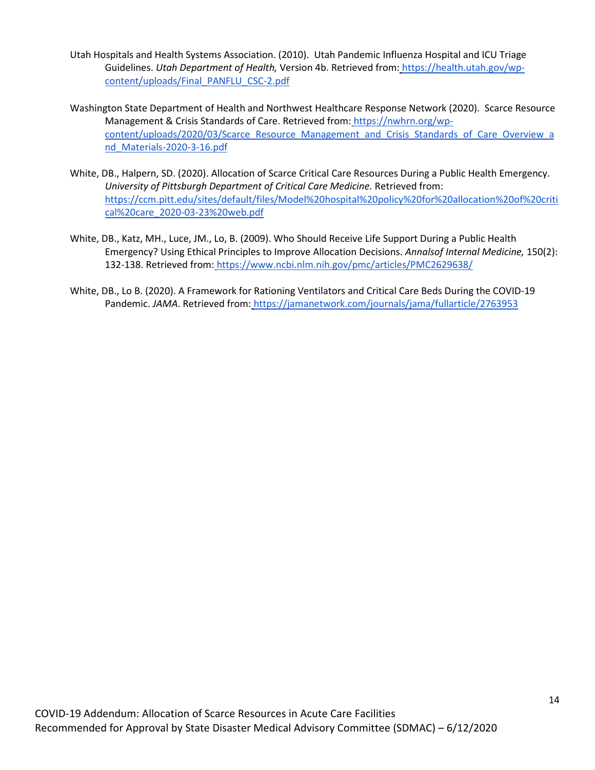Utah Hospitals and Health Systems Association. (2010). Utah Pandemic Influenza Hospital and ICU Triage Guidelines. *Utah Department of Health,* Version 4b. Retrieved from: https://health.utah.gov/wp-content/uploads/Final_PANFLU_CSC-2.pdf

Washington State Department of Health and Northwest Healthcare Response Network (2020). Scarce Resource Management & Crisis Standards of Care. Retrieved from: https://nwhrn.org/wp-content/uploads/2020/03/Scarce_Resource_Management_and_Crisis_Standards_of_Care_Overview_and_Materials-2020-3-16.pdf

White, DB., Halpern, SD. (2020). Allocation of Scarce Critical Care Resources During a Public Health Emergency. *University of Pittsburgh Department of Critical Care Medicine.* Retrieved from: https://ccm.pitt.edu/sites/default/files/Model%20hospital%20policy%20for%20allocation%20of%20critical%20care_2020-03-23%20web.pdf

White, DB., Katz, MH., Luce, JM., Lo, B. (2009). Who Should Receive Life Support During a Public Health Emergency? Using Ethical Principles to Improve Allocation Decisions. *Annalsof Internal Medicine,* 150(2): 132-138. Retrieved from: https://www.ncbi.nlm.nih.gov/pmc/articles/PMC2629638/

White, DB., Lo B. (2020). A Framework for Rationing Ventilators and Critical Care Beds During the COVID-19 Pandemic. *JAMA*. Retrieved from: https://jamanetwork.com/journals/jama/fullarticle/2763953